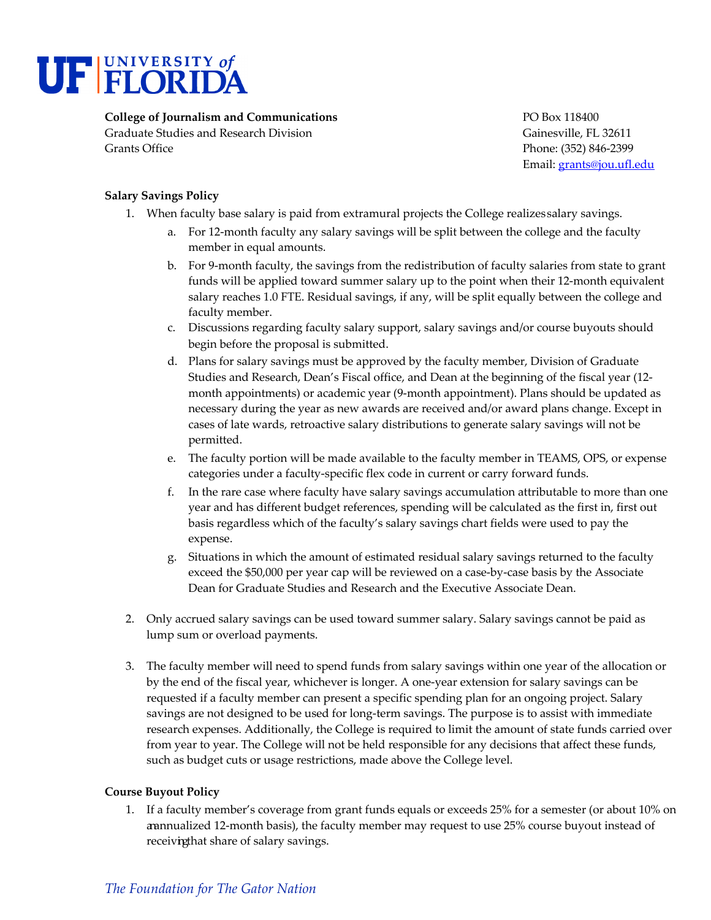UF UNIVERSITY of FLORIDA

**College of Journalism and Communications**
Graduate Studies and Research Division
Grants Office

PO Box 118400
Gainesville, FL 32611
Phone: (352) 846-2399
Email: grants@jou.ufl.edu

**Salary Savings Policy**

1. When faculty base salary is paid from extramural projects the College realizes salary savings.
   a. For 12-month faculty any salary savings will be split between the college and the faculty member in equal amounts.
   b. For 9-month faculty, the savings from the redistribution of faculty salaries from state to grant funds will be applied toward summer salary up to the point when their 12-month equivalent salary reaches 1.0 FTE. Residual savings, if any, will be split equally between the college and faculty member.
   c. Discussions regarding faculty salary support, salary savings and/or course buyouts should begin before the proposal is submitted.
   d. Plans for salary savings must be approved by the faculty member, Division of Graduate Studies and Research, Dean's Fiscal office, and Dean at the beginning of the fiscal year (12-month appointments) or academic year (9-month appointment). Plans should be updated as necessary during the year as new awards are received and/or award plans change. Except in cases of late wards, retroactive salary distributions to generate salary savings will not be permitted.
   e. The faculty portion will be made available to the faculty member in TEAMS, OPS, or expense categories under a faculty-specific flex code in current or carry forward funds.
   f. In the rare case where faculty have salary savings accumulation attributable to more than one year and has different budget references, spending will be calculated as the first in, first out basis regardless which of the faculty's salary savings chart fields were used to pay the expense.
   g. Situations in which the amount of estimated residual salary savings returned to the faculty exceed the $50,000 per year cap will be reviewed on a case-by-case basis by the Associate Dean for Graduate Studies and Research and the Executive Associate Dean.

2. Only accrued salary savings can be used toward summer salary. Salary savings cannot be paid as lump sum or overload payments.

3. The faculty member will need to spend funds from salary savings within one year of the allocation or by the end of the fiscal year, whichever is longer. A one-year extension for salary savings can be requested if a faculty member can present a specific spending plan for an ongoing project. Salary savings are not designed to be used for long-term savings. The purpose is to assist with immediate research expenses. Additionally, the College is required to limit the amount of state funds carried over from year to year. The College will not be held responsible for any decisions that affect these funds, such as budget cuts or usage restrictions, made above the College level.

**Course Buyout Policy**

1. If a faculty member's coverage from grant funds equals or exceeds 25% for a semester (or about 10% on an annualized 12-month basis), the faculty member may request to use 25% course buyout instead of receiving that share of salary savings.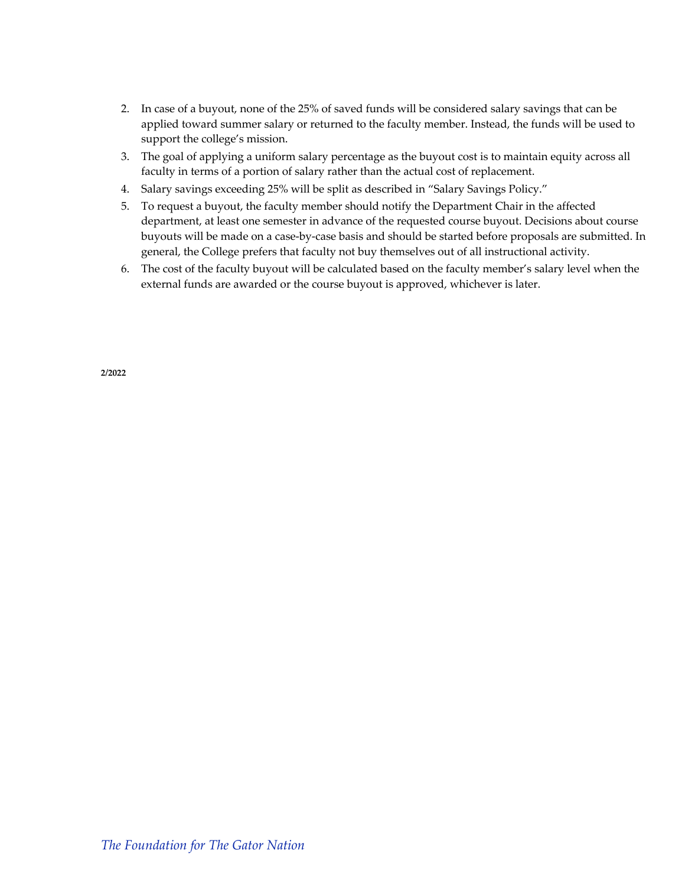2. In case of a buyout, none of the 25% of saved funds will be considered salary savings that can be applied toward summer salary or returned to the faculty member. Instead, the funds will be used to support the college's mission.
3. The goal of applying a uniform salary percentage as the buyout cost is to maintain equity across all faculty in terms of a portion of salary rather than the actual cost of replacement.
4. Salary savings exceeding 25% will be split as described in "Salary Savings Policy."
5. To request a buyout, the faculty member should notify the Department Chair in the affected department, at least one semester in advance of the requested course buyout. Decisions about course buyouts will be made on a case-by-case basis and should be started before proposals are submitted. In general, the College prefers that faculty not buy themselves out of all instructional activity.
6. The cost of the faculty buyout will be calculated based on the faculty member's salary level when the external funds are awarded or the course buyout is approved, whichever is later.

**2/2022**